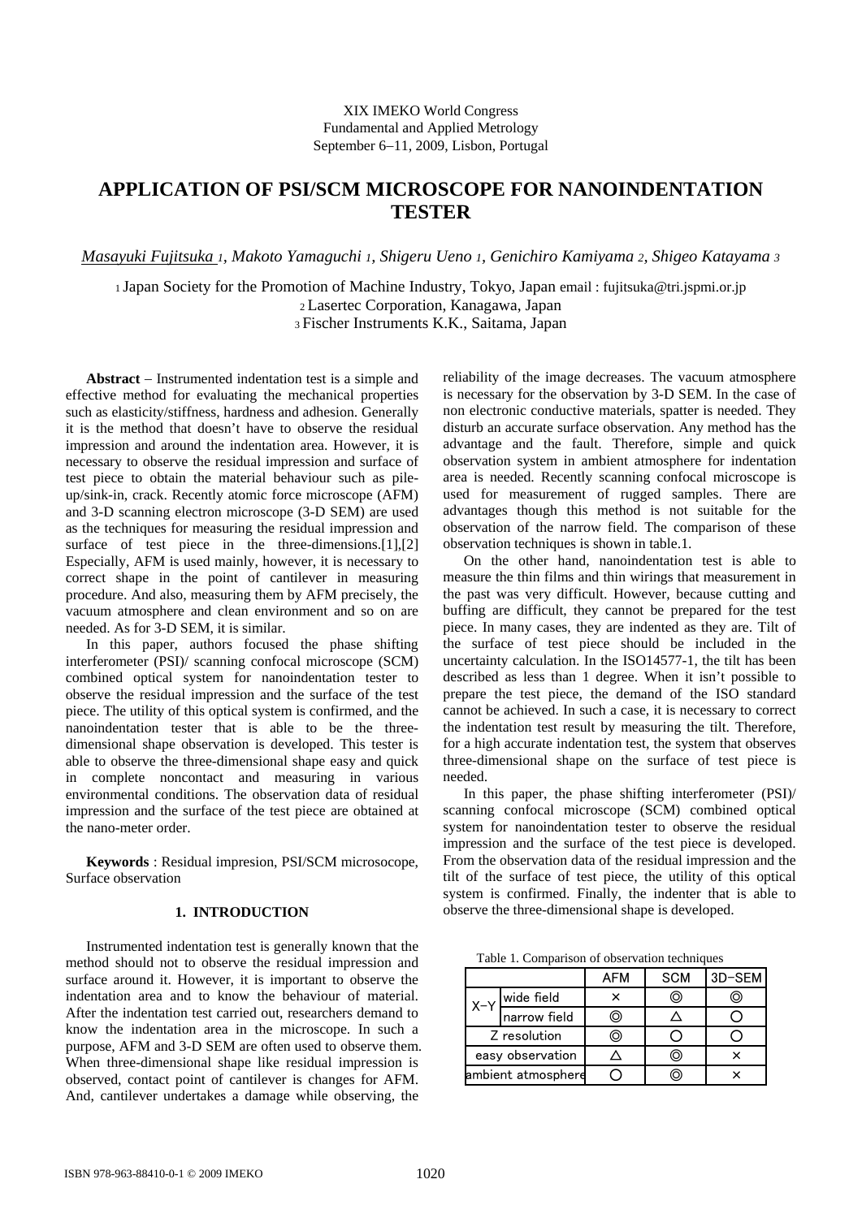XIX IMEKO World Congress
Fundamental and Applied Metrology
September 6–11, 2009, Lisbon, Portugal

# APPLICATION OF PSI/SCM MICROSCOPE FOR NANOINDENTATION TESTER

*Masayuki Fujitsuka [1], Makoto Yamaguchi [1], Shigeru Ueno [1], Genichiro Kamiyama [2], Shigeo Katayama [3]*

[1] Japan Society for the Promotion of Machine Industry, Tokyo, Japan email : fujitsuka@tri.jspmi.or.jp
[2] Lasertec Corporation, Kanagawa, Japan
[3] Fischer Instruments K.K., Saitama, Japan

**Abstract** – Instrumented indentation test is a simple and effective method for evaluating the mechanical properties such as elasticity/stiffness, hardness and adhesion. Generally it is the method that doesn't have to observe the residual impression and around the indentation area. However, it is necessary to observe the residual impression and surface of test piece to obtain the material behaviour such as pile-up/sink-in, crack. Recently atomic force microscope (AFM) and 3-D scanning electron microscope (3-D SEM) are used as the techniques for measuring the residual impression and surface of test piece in the three-dimensions.[1],[2] Especially, AFM is used mainly, however, it is necessary to correct shape in the point of cantilever in measuring procedure. And also, measuring them by AFM precisely, the vacuum atmosphere and clean environment and so on are needed. As for 3-D SEM, it is similar.

In this paper, authors focused the phase shifting interferometer (PSI)/ scanning confocal microscope (SCM) combined optical system for nanoindentation tester to observe the residual impression and the surface of the test piece. The utility of this optical system is confirmed, and the nanoindentation tester that is able to be the three-dimensional shape observation is developed. This tester is able to observe the three-dimensional shape easy and quick in complete noncontact and measuring in various environmental conditions. The observation data of residual impression and the surface of the test piece are obtained at the nano-meter order.

**Keywords** : Residual impresion, PSI/SCM microsocope, Surface observation

## 1. INTRODUCTION

Instrumented indentation test is generally known that the method should not to observe the residual impression and surface around it. However, it is important to observe the indentation area and to know the behaviour of material. After the indentation test carried out, researchers demand to know the indentation area in the microscope. In such a purpose, AFM and 3-D SEM are often used to observe them. When three-dimensional shape like residual impression is observed, contact point of cantilever is changes for AFM. And, cantilever undertakes a damage while observing, the reliability of the image decreases. The vacuum atmosphere is necessary for the observation by 3-D SEM. In the case of non electronic conductive materials, spatter is needed. They disturb an accurate surface observation. Any method has the advantage and the fault. Therefore, simple and quick observation system in ambient atmosphere for indentation area is needed. Recently scanning confocal microscope is used for measurement of rugged samples. There are advantages though this method is not suitable for the observation of the narrow field. The comparison of these observation techniques is shown in table.1.

On the other hand, nanoindentation test is able to measure the thin films and thin wirings that measurement in the past was very difficult. However, because cutting and buffing are difficult, they cannot be prepared for the test piece. In many cases, they are indented as they are. Tilt of the surface of test piece should be included in the uncertainty calculation. In the ISO14577-1, the tilt has been described as less than 1 degree. When it isn't possible to prepare the test piece, the demand of the ISO standard cannot be achieved. In such a case, it is necessary to correct the indentation test result by measuring the tilt. Therefore, for a high accurate indentation test, the system that observes three-dimensional shape on the surface of test piece is needed.

In this paper, the phase shifting interferometer (PSI)/ scanning confocal microscope (SCM) combined optical system for nanoindentation tester to observe the residual impression and the surface of the test piece is developed. From the observation data of the residual impression and the tilt of the surface of test piece, the utility of this optical system is confirmed. Finally, the indenter that is able to observe the three-dimensional shape is developed.

Table 1. Comparison of observation techniques

| | | AFM | SCM | 3D-SEM |
|---|---|---|---|---|
| X-Y | wide field | × | ◎ | ◎ |
| | narrow field | ◎ | △ | ○ |
| Z resolution | | ◎ | ○ | ○ |
| easy observation | | △ | ◎ | × |
| ambient atmosphere | | ○ | ◎ | × |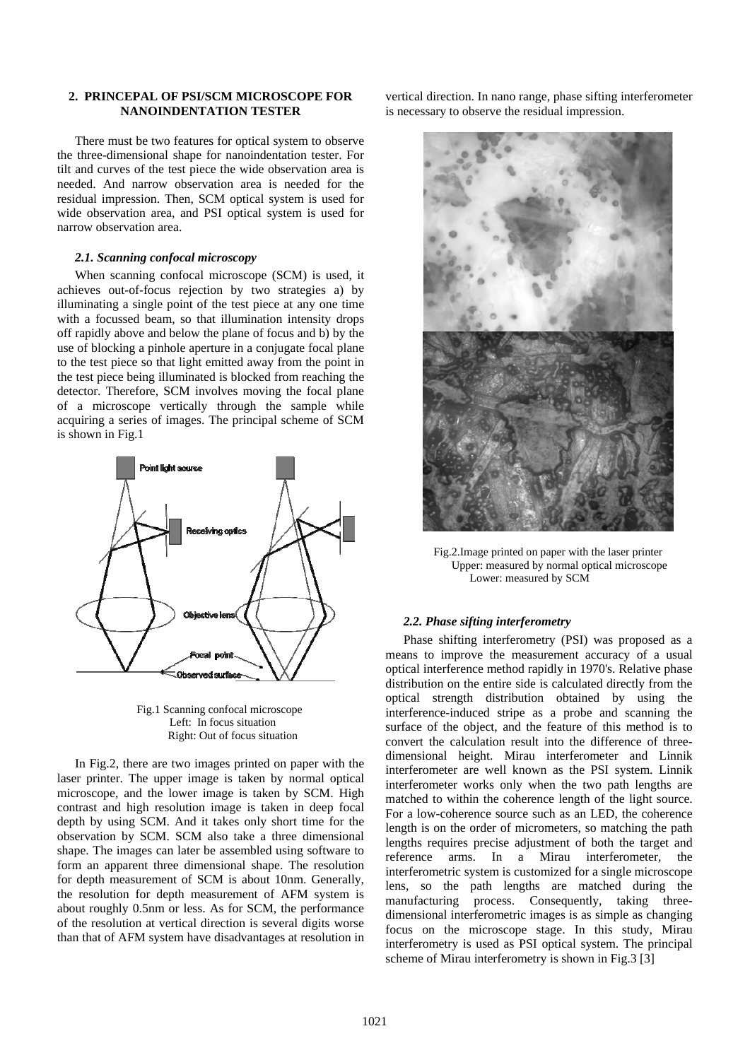## 2. PRINCEPAL OF PSI/SCM MICROSCOPE FOR NANOINDENTATION TESTER

There must be two features for optical system to observe the three-dimensional shape for nanoindentation tester. For tilt and curves of the test piece the wide observation area is needed. And narrow observation area is needed for the residual impression. Then, SCM optical system is used for wide observation area, and PSI optical system is used for narrow observation area.

### *2.1. Scanning confocal microscopy*

When scanning confocal microscope (SCM) is used, it achieves out-of-focus rejection by two strategies a) by illuminating a single point of the test piece at any one time with a focussed beam, so that illumination intensity drops off rapidly above and below the plane of focus and b) by the use of blocking a pinhole aperture in a conjugate focal plane to the test piece so that light emitted away from the point in the test piece being illuminated is blocked from reaching the detector. Therefore, SCM involves moving the focal plane of a microscope vertically through the sample while acquiring a series of images. The principal scheme of SCM is shown in Fig.1

Point light source

Receiving optics

Objective lens

Focal point

Observed surface

Fig.1 Scanning confocal microscope
Left: In focus situation
Right: Out of focus situation

In Fig.2, there are two images printed on paper with the laser printer. The upper image is taken by normal optical microscope, and the lower image is taken by SCM. High contrast and high resolution image is taken in deep focal depth by using SCM. And it takes only short time for the observation by SCM. SCM also take a three dimensional shape. The images can later be assembled using software to form an apparent three dimensional shape. The resolution for depth measurement of SCM is about 10nm. Generally, the resolution for depth measurement of AFM system is about roughly 0.5nm or less. As for SCM, the performance of the resolution at vertical direction is several digits worse than that of AFM system have disadvantages at resolution in vertical direction. In nano range, phase sifting interferometer is necessary to observe the residual impression.

Fig.2.Image printed on paper with the laser printer
Upper: measured by normal optical microscope
Lower: measured by SCM

### *2.2. Phase sifting interferometry*

Phase shifting interferometry (PSI) was proposed as a means to improve the measurement accuracy of a usual optical interference method rapidly in 1970's. Relative phase distribution on the entire side is calculated directly from the optical strength distribution obtained by using the interference-induced stripe as a probe and scanning the surface of the object, and the feature of this method is to convert the calculation result into the difference of three-dimensional height. Mirau interferometer and Linnik interferometer are well known as the PSI system. Linnik interferometer works only when the two path lengths are matched to within the coherence length of the light source. For a low-coherence source such as an LED, the coherence length is on the order of micrometers, so matching the path lengths requires precise adjustment of both the target and reference arms. In a Mirau interferometer, the interferometric system is customized for a single microscope lens, so the path lengths are matched during the manufacturing process. Consequently, taking three-dimensional interferometric images is as simple as changing focus on the microscope stage. In this study, Mirau interferometry is used as PSI optical system. The principal scheme of Mirau interferometry is shown in Fig.3 [3]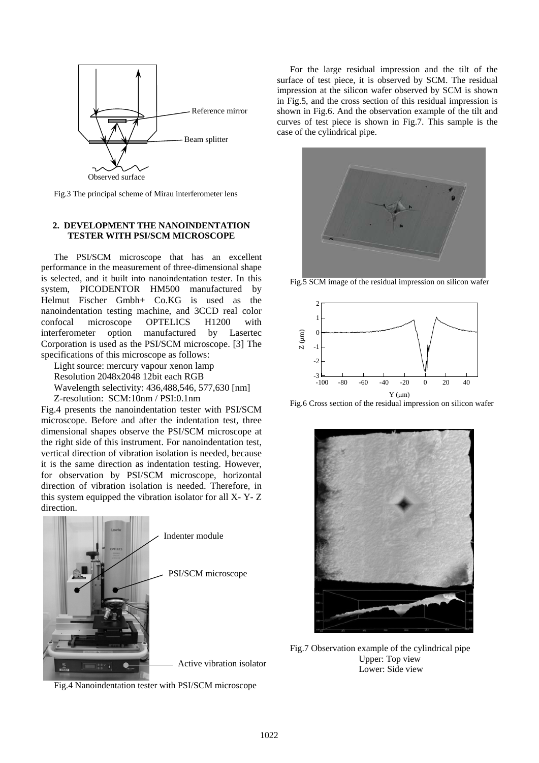Fig.3 The principal scheme of Mirau interferometer lens

## 2. DEVELOPMENT THE NANOINDENTATION TESTER WITH PSI/SCM MICROSCOPE

The PSI/SCM microscope that has an excellent performance in the measurement of three-dimensional shape is selected, and it built into nanoindentation tester. In this system, PICODENTOR HM500 manufactured by Helmut Fischer Gmbh+ Co.KG is used as the nanoindentation testing machine, and 3CCD real color confocal microscope OPTELICS H1200 with interferometer option manufactured by Lasertec Corporation is used as the PSI/SCM microscope. [3] The specifications of this microscope as follows:

Light source: mercury vapour xenon lamp
Resolution 2048x2048 12bit each RGB
Wavelength selectivity: 436,488,546, 577,630 [nm]
Z-resolution: SCM:10nm / PSI:0.1nm

Fig.4 presents the nanoindentation tester with PSI/SCM microscope. Before and after the indentation test, three dimensional shapes observe the PSI/SCM microscope at the right side of this instrument. For nanoindentation test, vertical direction of vibration isolation is needed, because it is the same direction as indentation testing. However, for observation by PSI/SCM microscope, horizontal direction of vibration isolation is needed. Therefore, in this system equipped the vibration isolator for all X- Y- Z direction.

Fig.4 Nanoindentation tester with PSI/SCM microscope

For the large residual impression and the tilt of the surface of test piece, it is observed by SCM. The residual impression at the silicon wafer observed by SCM is shown in Fig.5, and the cross section of this residual impression is shown in Fig.6. And the observation example of the tilt and curves of test piece is shown in Fig.7. This sample is the case of the cylindrical pipe.

Fig.5 SCM image of the residual impression on silicon wafer

Fig.6 Cross section of the residual impression on silicon wafer

Fig.7 Observation example of the cylindrical pipe
Upper: Top view
Lower: Side view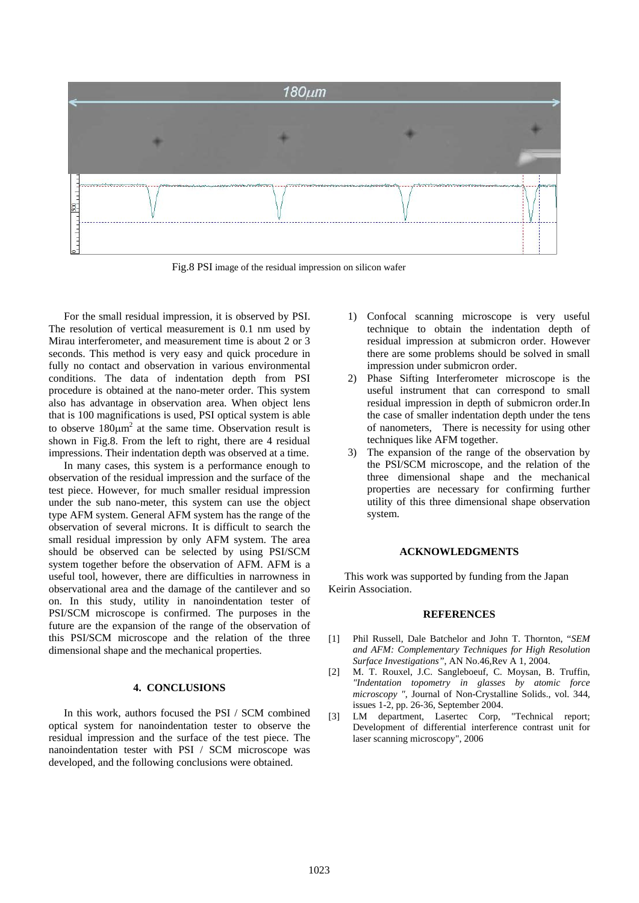180μm

500

0

Fig.8 PSI image of the residual impression on silicon wafer

For the small residual impression, it is observed by PSI. The resolution of vertical measurement is 0.1 nm used by Mirau interferometer, and measurement time is about 2 or 3 seconds. This method is very easy and quick procedure in fully no contact and observation in various environmental conditions. The data of indentation depth from PSI procedure is obtained at the nano-meter order. This system also has advantage in observation area. When object lens that is 100 magnifications is used, PSI optical system is able to observe 180μm$^2$ at the same time. Observation result is shown in Fig.8. From the left to right, there are 4 residual impressions. Their indentation depth was observed at a time.

In many cases, this system is a performance enough to observation of the residual impression and the surface of the test piece. However, for much smaller residual impression under the sub nano-meter, this system can use the object type AFM system. General AFM system has the range of the observation of several microns. It is difficult to search the small residual impression by only AFM system. The area should be observed can be selected by using PSI/SCM system together before the observation of AFM. AFM is a useful tool, however, there are difficulties in narrowness in observational area and the damage of the cantilever and so on. In this study, utility in nanoindentation tester of PSI/SCM microscope is confirmed. The purposes in the future are the expansion of the range of the observation of this PSI/SCM microscope and the relation of the three dimensional shape and the mechanical properties.

## 4. CONCLUSIONS

In this work, authors focused the PSI / SCM combined optical system for nanoindentation tester to observe the residual impression and the surface of the test piece. The nanoindentation tester with PSI / SCM microscope was developed, and the following conclusions were obtained.

1) Confocal scanning microscope is very useful technique to obtain the indentation depth of residual impression at submicron order. However there are some problems should be solved in small impression under submicron order.
2) Phase Sifting Interferometer microscope is the useful instrument that can correspond to small residual impression in depth of submicron order.In the case of smaller indentation depth under the tens of nanometers, There is necessity for using other techniques like AFM together.
3) The expansion of the range of the observation by the PSI/SCM microscope, and the relation of the three dimensional shape and the mechanical properties are necessary for confirming further utility of this three dimensional shape observation system.

## ACKNOWLEDGMENTS

This work was supported by funding from the Japan Keirin Association.

## REFERENCES

[1] Phil Russell, Dale Batchelor and John T. Thornton, "*SEM and AFM: Complementary Techniques for High Resolution Surface Investigations*", AN No.46,Rev A 1, 2004.

[2] M. T. Rouxel, J.C. Sangleboeuf, C. Moysan, B. Truffin, *"Indentation topometry in glasses by atomic force microscopy "*, Journal of Non-Crystalline Solids., vol. 344, issues 1-2, pp. 26-36, September 2004.

[3] LM department, Lasertec Corp, "Technical report; Development of differential interference contrast unit for laser scanning microscopy", 2006